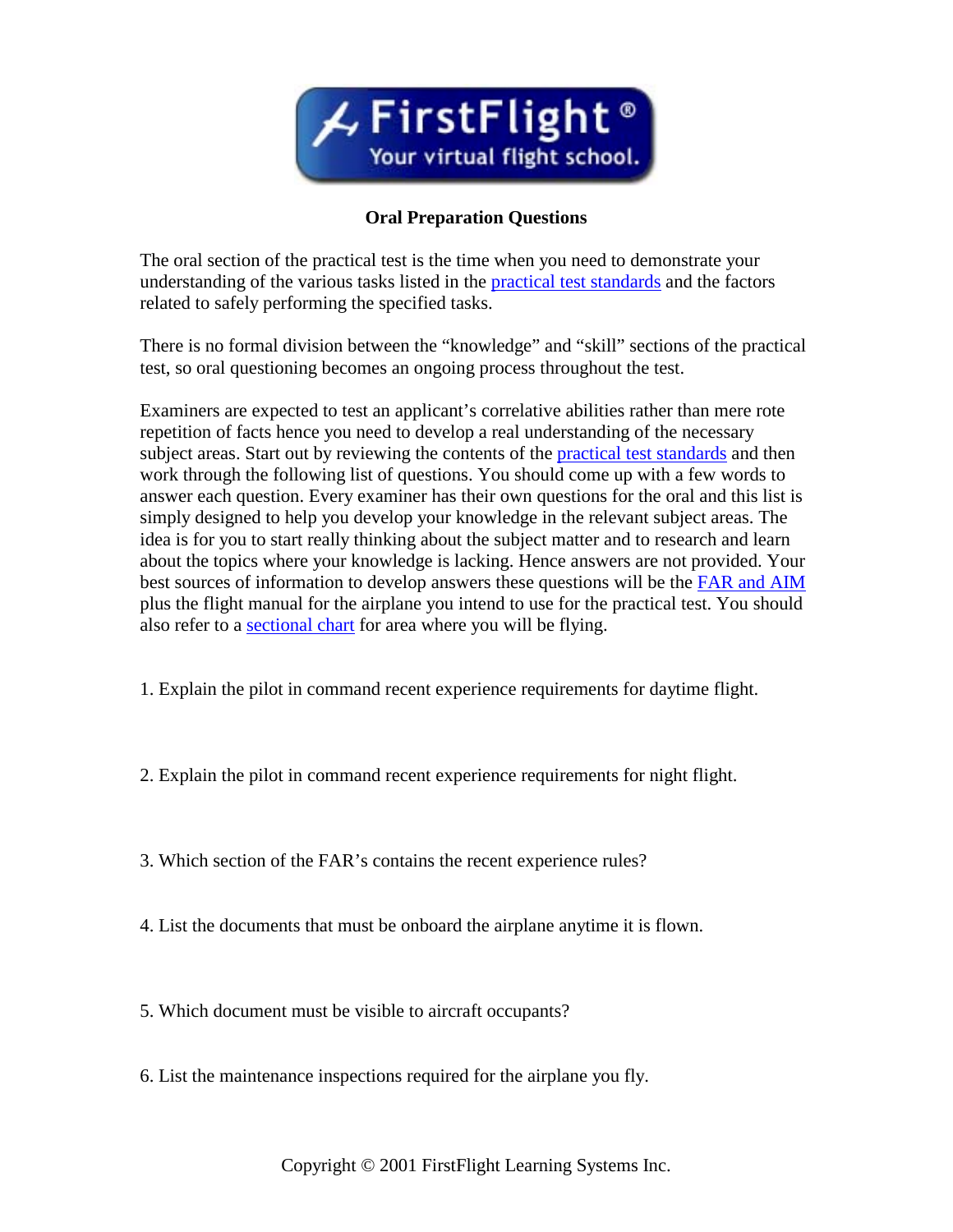FirstFlight®

Your virtual flight school.

**Oral Preparation Questions**

The oral section of the practical test is the time when you need to demonstrate your understanding of the various tasks listed in the practical test standards and the factors related to safely performing the specified tasks.

There is no formal division between the "knowledge" and "skill" sections of the practical test, so oral questioning becomes an ongoing process throughout the test.

Examiners are expected to test an applicant's correlative abilities rather than mere rote repetition of facts hence you need to develop a real understanding of the necessary subject areas. Start out by reviewing the contents of the practical test standards and then work through the following list of questions. You should come up with a few words to answer each question. Every examiner has their own questions for the oral and this list is simply designed to help you develop your knowledge in the relevant subject areas. The idea is for you to start really thinking about the subject matter and to research and learn about the topics where your knowledge is lacking. Hence answers are not provided. Your best sources of information to develop answers these questions will be the FAR and AIM plus the flight manual for the airplane you intend to use for the practical test. You should also refer to a sectional chart for area where you will be flying.

1. Explain the pilot in command recent experience requirements for daytime flight.

2. Explain the pilot in command recent experience requirements for night flight.

3. Which section of the FAR's contains the recent experience rules?

4. List the documents that must be onboard the airplane anytime it is flown.

5. Which document must be visible to aircraft occupants?

6. List the maintenance inspections required for the airplane you fly.

Copyright © 2001 FirstFlight Learning Systems Inc.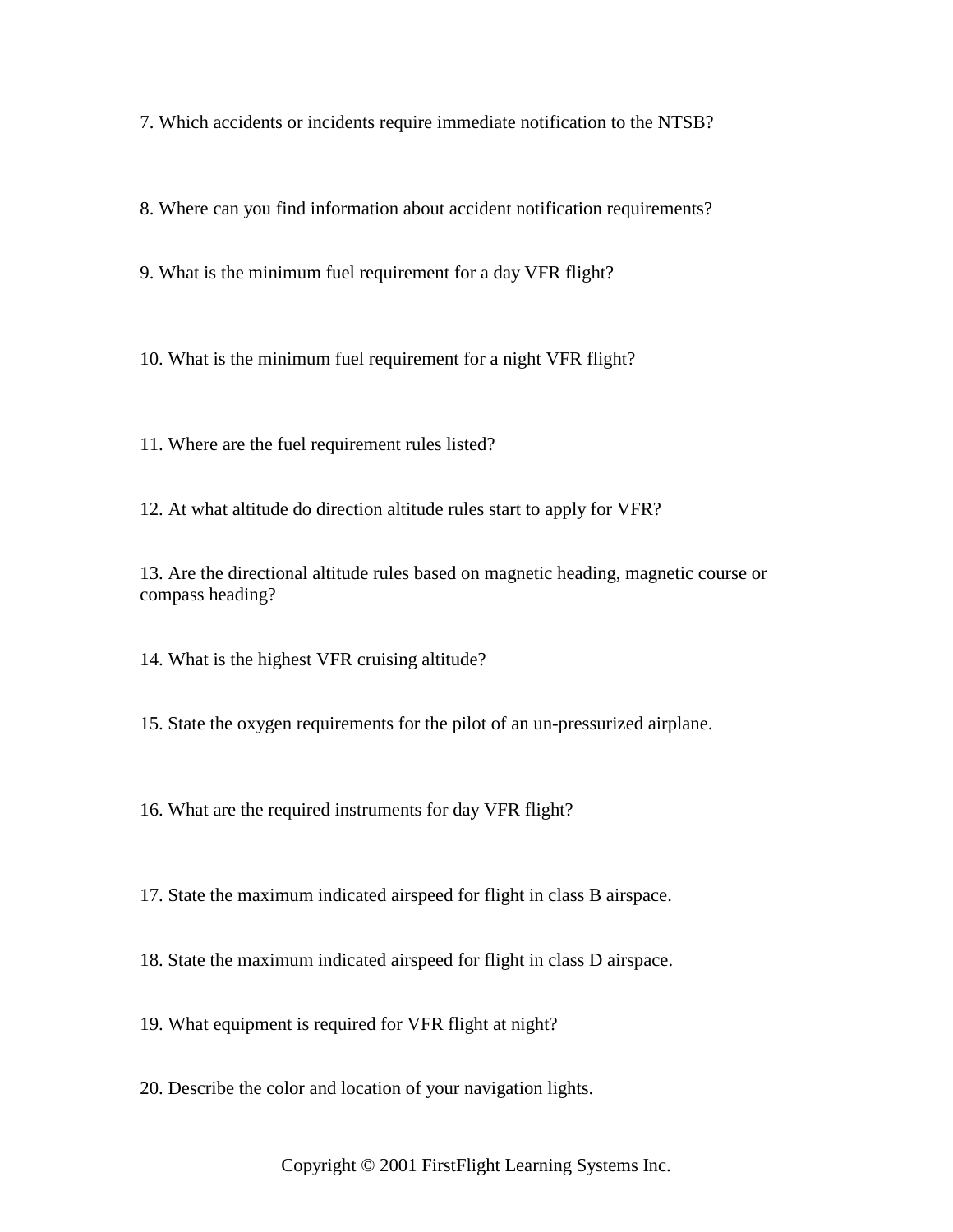7. Which accidents or incidents require immediate notification to the NTSB?

8. Where can you find information about accident notification requirements?

9. What is the minimum fuel requirement for a day VFR flight?

10. What is the minimum fuel requirement for a night VFR flight?

11. Where are the fuel requirement rules listed?

12. At what altitude do direction altitude rules start to apply for VFR?

13. Are the directional altitude rules based on magnetic heading, magnetic course or compass heading?

14. What is the highest VFR cruising altitude?

15. State the oxygen requirements for the pilot of an un-pressurized airplane.

16. What are the required instruments for day VFR flight?

17. State the maximum indicated airspeed for flight in class B airspace.

18. State the maximum indicated airspeed for flight in class D airspace.

19. What equipment is required for VFR flight at night?

20. Describe the color and location of your navigation lights.

Copyright © 2001 FirstFlight Learning Systems Inc.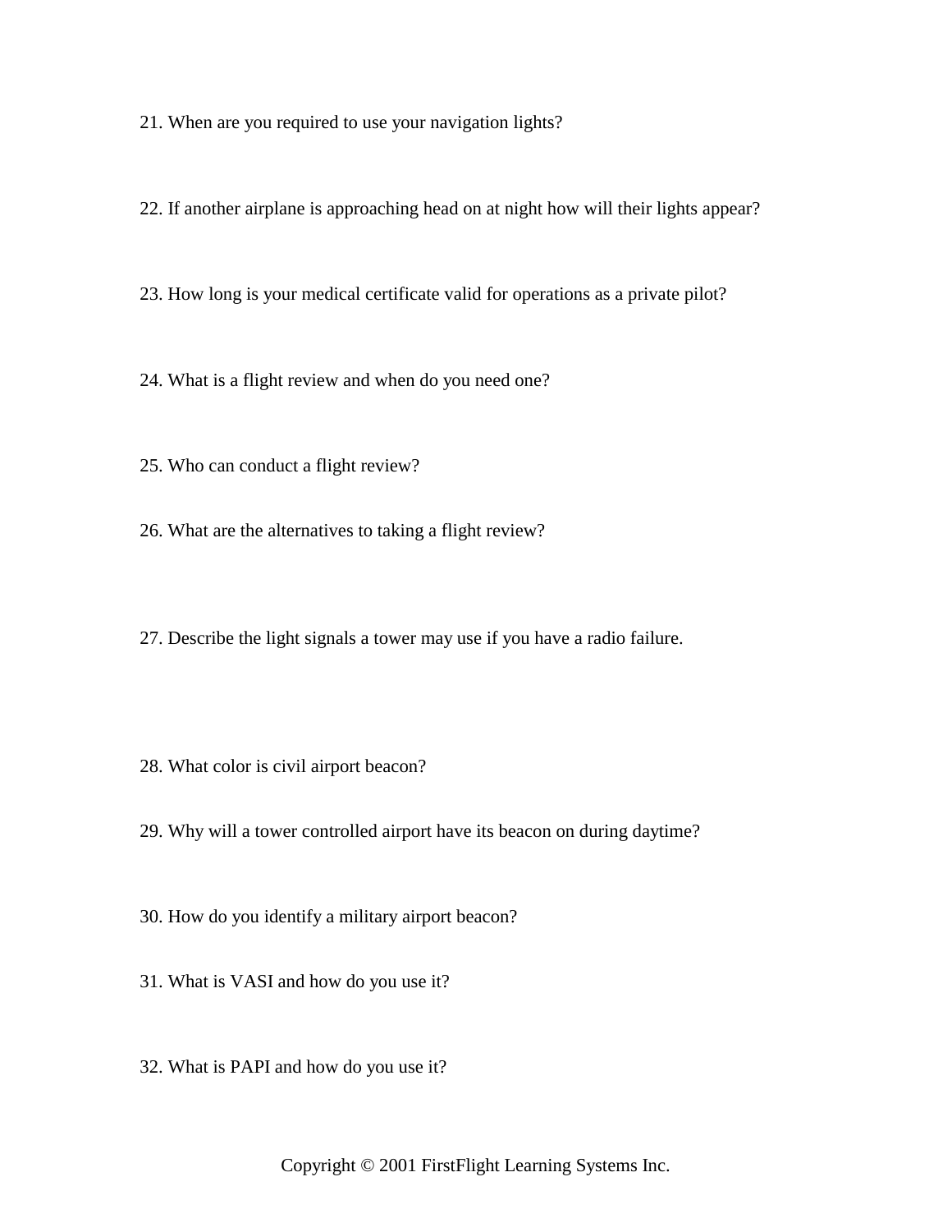21. When are you required to use your navigation lights?

22. If another airplane is approaching head on at night how will their lights appear?

23. How long is your medical certificate valid for operations as a private pilot?

24. What is a flight review and when do you need one?

25. Who can conduct a flight review?

26. What are the alternatives to taking a flight review?

27. Describe the light signals a tower may use if you have a radio failure.

28. What color is civil airport beacon?

29. Why will a tower controlled airport have its beacon on during daytime?

30. How do you identify a military airport beacon?

31. What is VASI and how do you use it?

32. What is PAPI and how do you use it?

Copyright © 2001 FirstFlight Learning Systems Inc.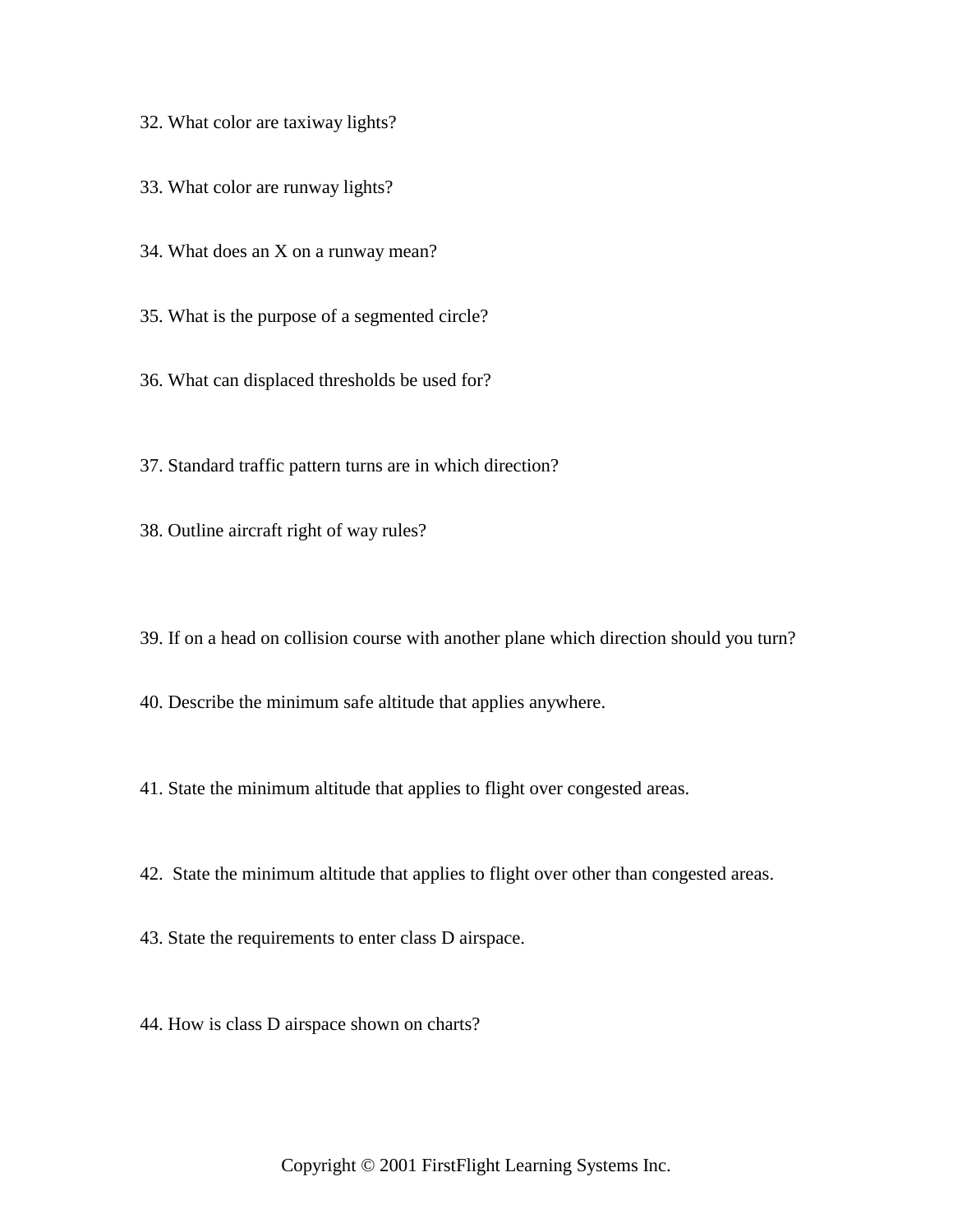32. What color are taxiway lights?

33. What color are runway lights?

34. What does an X on a runway mean?

35. What is the purpose of a segmented circle?

36. What can displaced thresholds be used for?

37. Standard traffic pattern turns are in which direction?

38. Outline aircraft right of way rules?

39. If on a head on collision course with another plane which direction should you turn?

40. Describe the minimum safe altitude that applies anywhere.

41. State the minimum altitude that applies to flight over congested areas.

42. State the minimum altitude that applies to flight over other than congested areas.

43. State the requirements to enter class D airspace.

44. How is class D airspace shown on charts?

Copyright © 2001 FirstFlight Learning Systems Inc.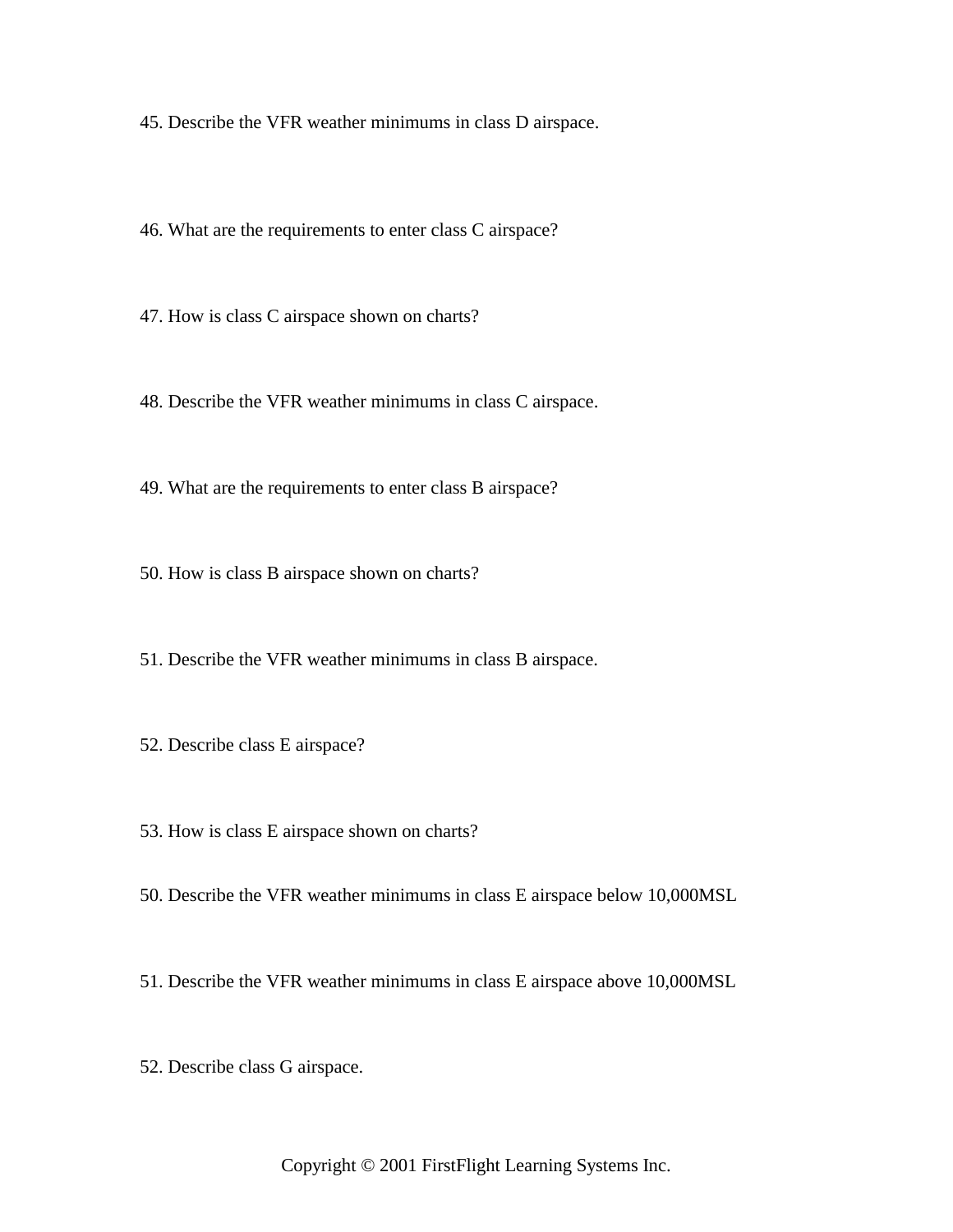45. Describe the VFR weather minimums in class D airspace.

46. What are the requirements to enter class C airspace?

47. How is class C airspace shown on charts?

48. Describe the VFR weather minimums in class C airspace.

49. What are the requirements to enter class B airspace?

50. How is class B airspace shown on charts?

51. Describe the VFR weather minimums in class B airspace.

52. Describe class E airspace?

53. How is class E airspace shown on charts?

50. Describe the VFR weather minimums in class E airspace below 10,000MSL

51. Describe the VFR weather minimums in class E airspace above 10,000MSL

52. Describe class G airspace.

Copyright © 2001 FirstFlight Learning Systems Inc.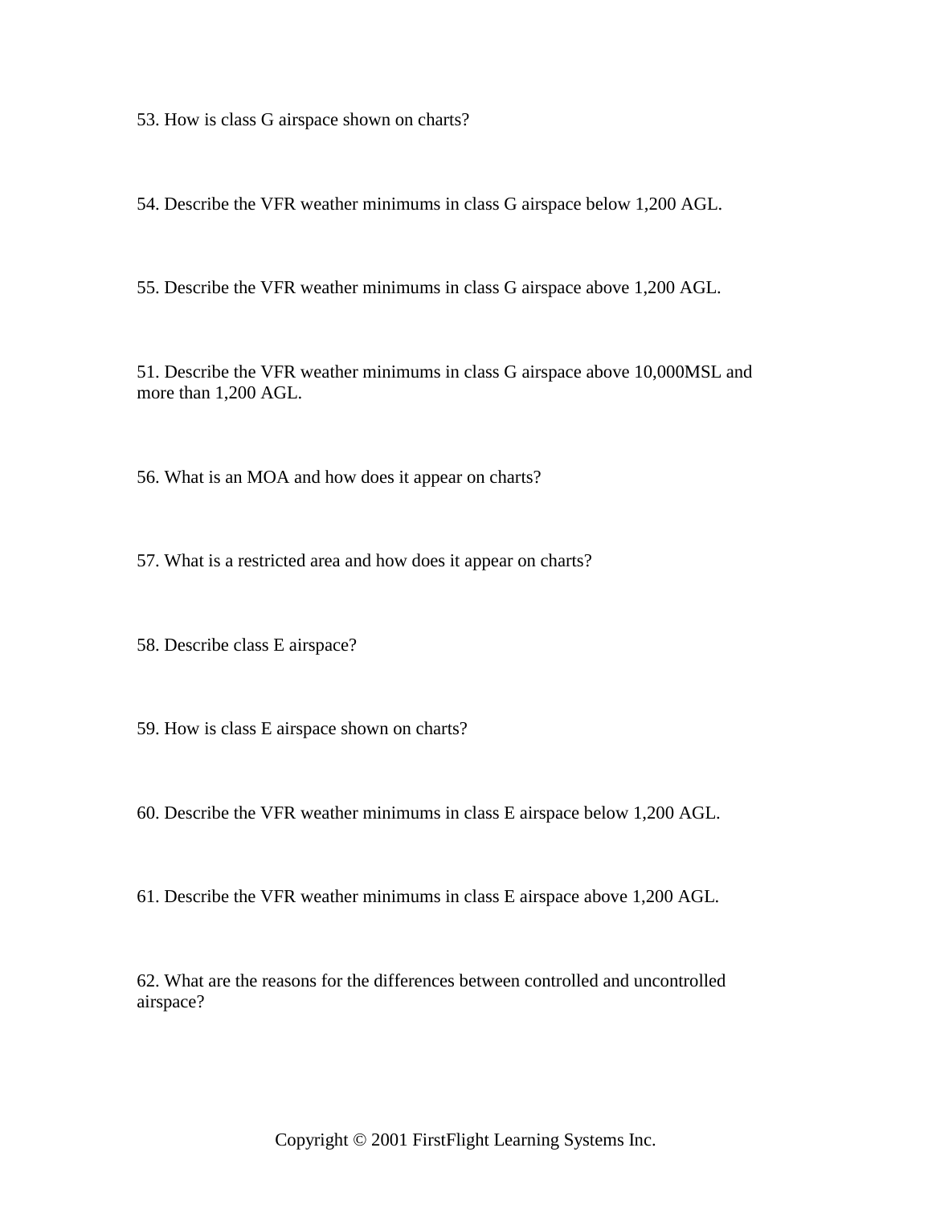53. How is class G airspace shown on charts?

54. Describe the VFR weather minimums in class G airspace below 1,200 AGL.

55. Describe the VFR weather minimums in class G airspace above 1,200 AGL.

51. Describe the VFR weather minimums in class G airspace above 10,000MSL and more than 1,200 AGL.

56. What is an MOA and how does it appear on charts?

57. What is a restricted area and how does it appear on charts?

58. Describe class E airspace?

59. How is class E airspace shown on charts?

60. Describe the VFR weather minimums in class E airspace below 1,200 AGL.

61. Describe the VFR weather minimums in class E airspace above 1,200 AGL.

62. What are the reasons for the differences between controlled and uncontrolled airspace?

Copyright © 2001 FirstFlight Learning Systems Inc.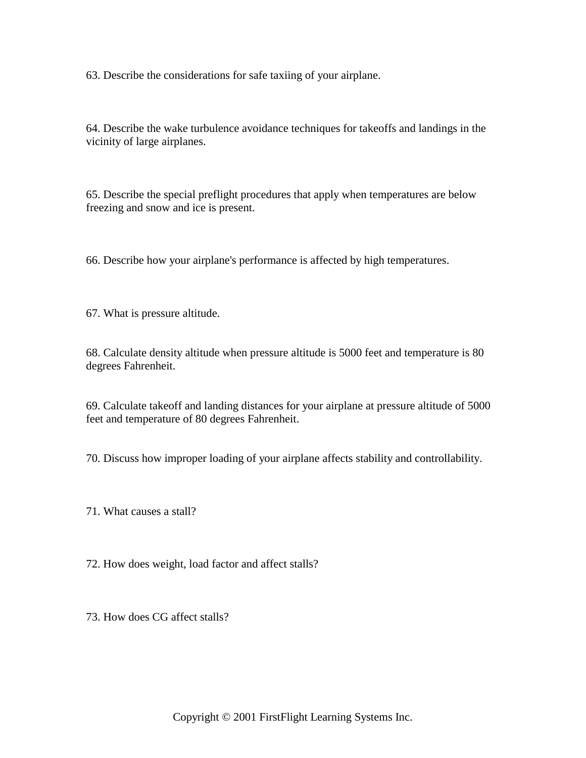63. Describe the considerations for safe taxiing of your airplane.

64. Describe the wake turbulence avoidance techniques for takeoffs and landings in the vicinity of large airplanes.

65. Describe the special preflight procedures that apply when temperatures are below freezing and snow and ice is present.

66. Describe how your airplane's performance is affected by high temperatures.

67. What is pressure altitude.

68. Calculate density altitude when pressure altitude is 5000 feet and temperature is 80 degrees Fahrenheit.

69. Calculate takeoff and landing distances for your airplane at pressure altitude of 5000 feet and temperature of 80 degrees Fahrenheit.

70. Discuss how improper loading of your airplane affects stability and controllability.

71. What causes a stall?

72. How does weight, load factor and affect stalls?

73. How does CG affect stalls?

Copyright © 2001 FirstFlight Learning Systems Inc.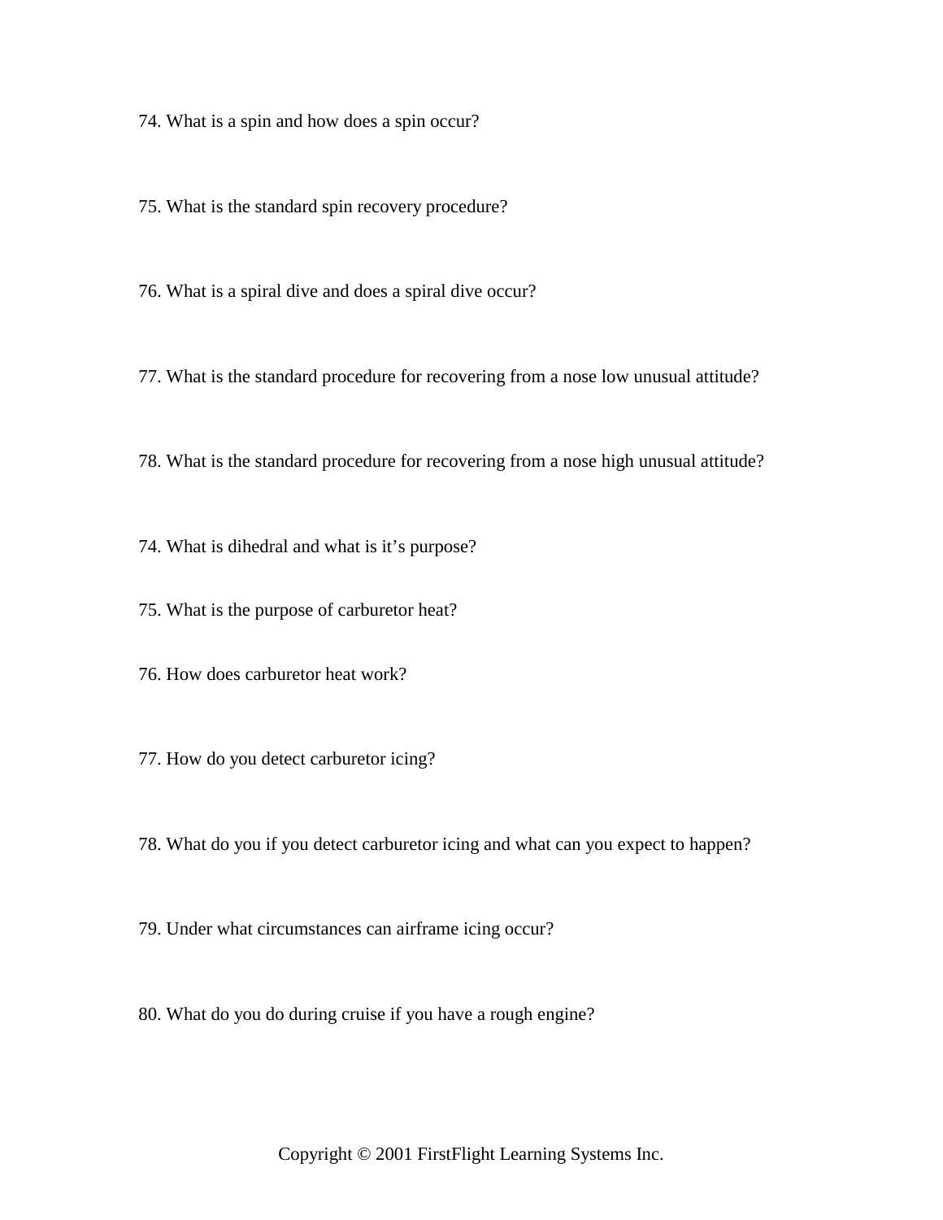74. What is a spin and how does a spin occur?

75. What is the standard spin recovery procedure?

76. What is a spiral dive and does a spiral dive occur?

77. What is the standard procedure for recovering from a nose low unusual attitude?

78. What is the standard procedure for recovering from a nose high unusual attitude?

74. What is dihedral and what is it’s purpose?

75. What is the purpose of carburetor heat?

76. How does carburetor heat work?

77. How do you detect carburetor icing?

78. What do you if you detect carburetor icing and what can you expect to happen?

79. Under what circumstances can airframe icing occur?

80. What do you do during cruise if you have a rough engine?

Copyright © 2001 FirstFlight Learning Systems Inc.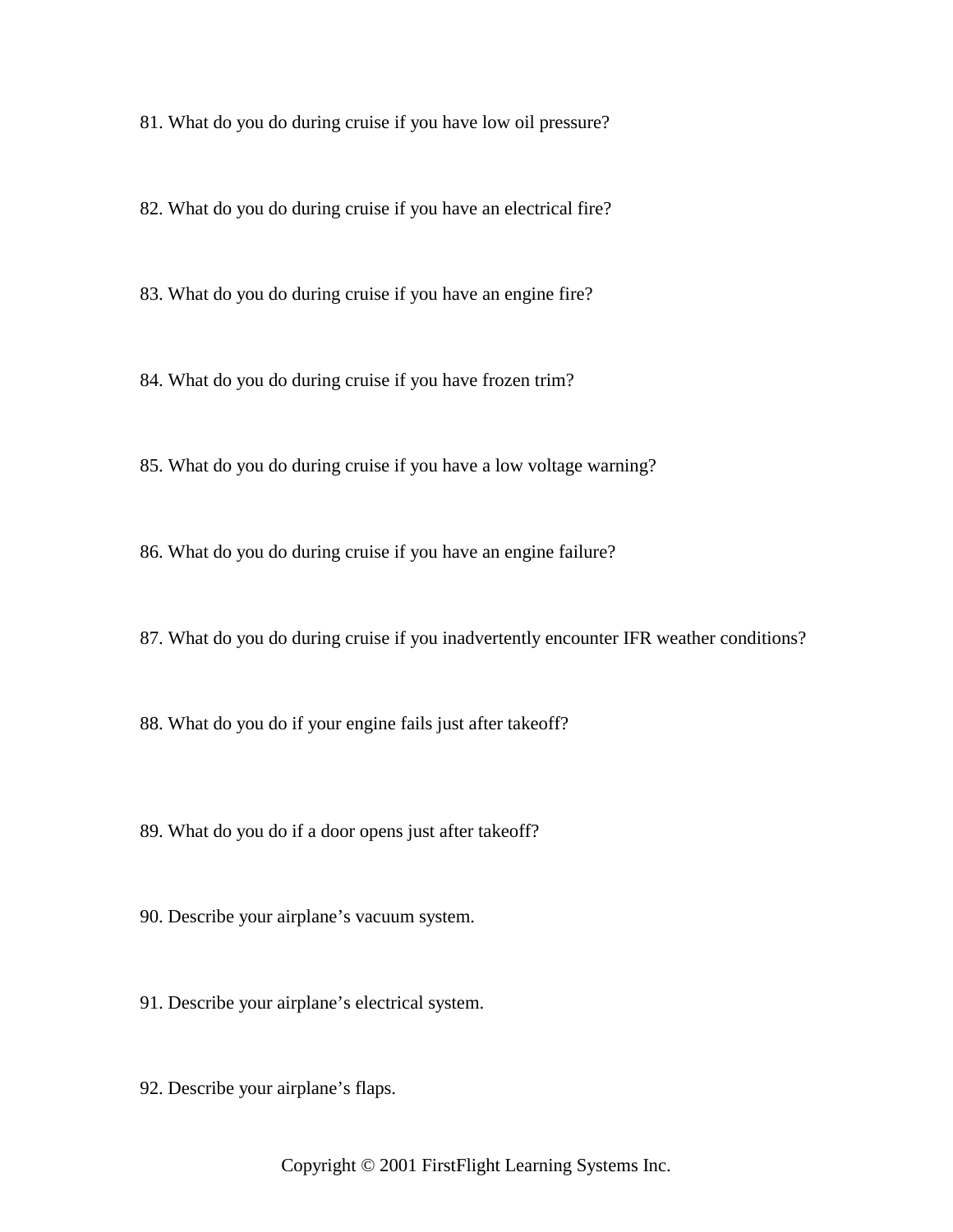81. What do you do during cruise if you have low oil pressure?

82. What do you do during cruise if you have an electrical fire?

83. What do you do during cruise if you have an engine fire?

84. What do you do during cruise if you have frozen trim?

85. What do you do during cruise if you have a low voltage warning?

86. What do you do during cruise if you have an engine failure?

87. What do you do during cruise if you inadvertently encounter IFR weather conditions?

88. What do you do if your engine fails just after takeoff?

89. What do you do if a door opens just after takeoff?

90. Describe your airplane's vacuum system.

91. Describe your airplane's electrical system.

92. Describe your airplane's flaps.

Copyright © 2001 FirstFlight Learning Systems Inc.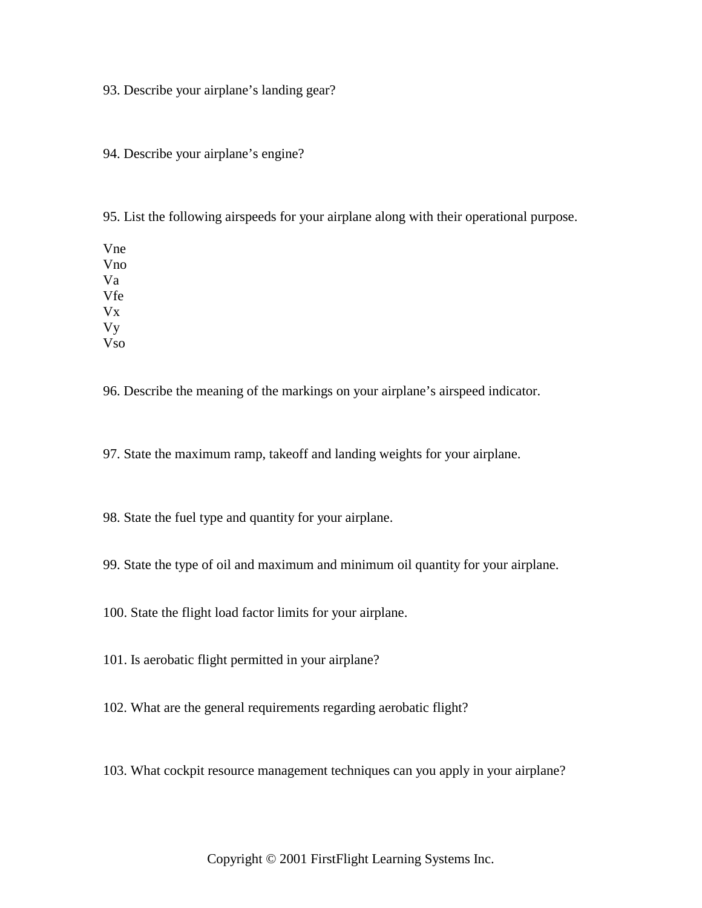93. Describe your airplane's landing gear?

94. Describe your airplane's engine?

95. List the following airspeeds for your airplane along with their operational purpose.

Vne
Vno
Va
Vfe
Vx
Vy
Vso

96. Describe the meaning of the markings on your airplane's airspeed indicator.

97. State the maximum ramp, takeoff and landing weights for your airplane.

98. State the fuel type and quantity for your airplane.

99. State the type of oil and maximum and minimum oil quantity for your airplane.

100. State the flight load factor limits for your airplane.

101. Is aerobatic flight permitted in your airplane?

102. What are the general requirements regarding aerobatic flight?

103. What cockpit resource management techniques can you apply in your airplane?

Copyright © 2001 FirstFlight Learning Systems Inc.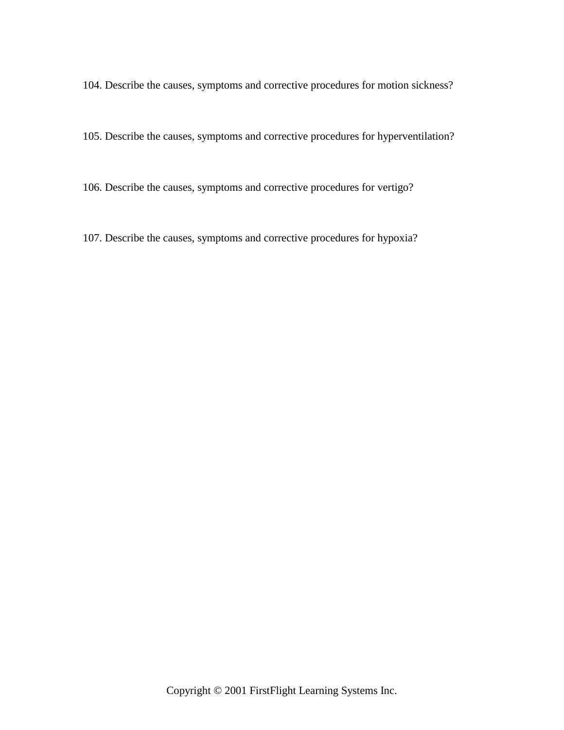104. Describe the causes, symptoms and corrective procedures for motion sickness?

105. Describe the causes, symptoms and corrective procedures for hyperventilation?

106. Describe the causes, symptoms and corrective procedures for vertigo?

107. Describe the causes, symptoms and corrective procedures for hypoxia?